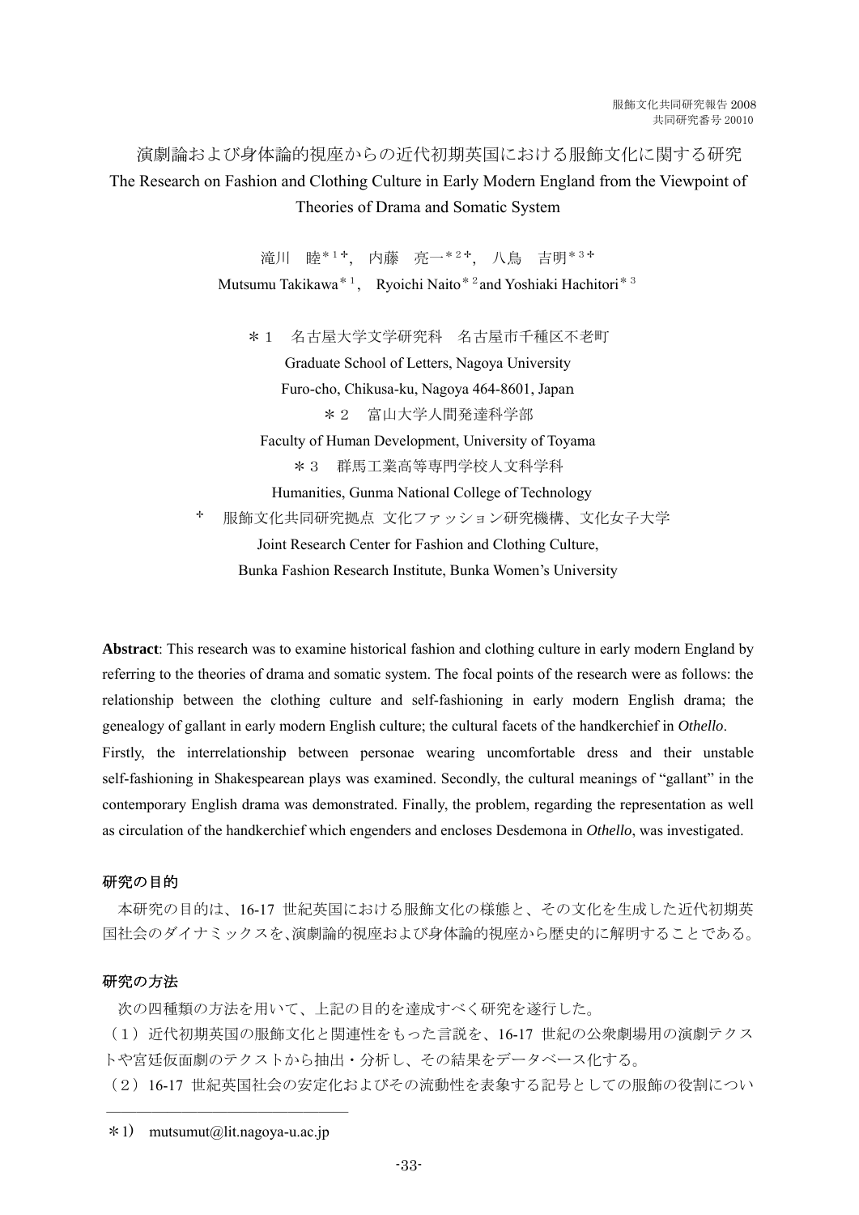服飾文化共同研究報告 2008
共同研究番号 20010

# 演劇論および身体論的視座からの近代初期英国における服飾文化に関する研究

# The Research on Fashion and Clothing Culture in Early Modern England from the Viewpoint of Theories of Drama and Somatic System

滝川　睦＊1✢，内藤　亮一＊2✢，八鳥　吉明＊3✢

Mutsumu Takikawa＊1， Ryoichi Naito＊2 and Yoshiaki Hachitori＊3

＊1　名古屋大学文学研究科　名古屋市千種区不老町
Graduate School of Letters, Nagoya University
Furo-cho, Chikusa-ku, Nagoya 464-8601, Japan

＊2　富山大学人間発達科学部
Faculty of Human Development, University of Toyama

＊3　群馬工業高等専門学校人文科学科
Humanities, Gunma National College of Technology

✢　服飾文化共同研究拠点 文化ファッション研究機構、文化女子大学
Joint Research Center for Fashion and Clothing Culture,
Bunka Fashion Research Institute, Bunka Women's University

**Abstract**: This research was to examine historical fashion and clothing culture in early modern England by referring to the theories of drama and somatic system. The focal points of the research were as follows: the relationship between the clothing culture and self-fashioning in early modern English drama; the genealogy of gallant in early modern English culture; the cultural facets of the handkerchief in *Othello*.
Firstly, the interrelationship between personae wearing uncomfortable dress and their unstable self-fashioning in Shakespearean plays was examined. Secondly, the cultural meanings of "gallant" in the contemporary English drama was demonstrated. Finally, the problem, regarding the representation as well as circulation of the handkerchief which engenders and encloses Desdemona in *Othello*, was investigated.

## 研究の目的

本研究の目的は、16-17 世紀英国における服飾文化の様態と、その文化を生成した近代初期英国社会のダイナミックスを、演劇論的視座および身体論的視座から歴史的に解明することである。

## 研究の方法

次の四種類の方法を用いて、上記の目的を達成すべく研究を遂行した。

（１）近代初期英国の服飾文化と関連性をもった言説を、16-17 世紀の公衆劇場用の演劇テクストや宮廷仮面劇のテクストから抽出・分析し、その結果をデータベース化する。

（２）16-17 世紀英国社会の安定化およびその流動性を表象する記号としての服飾の役割につい

---

＊1)　mutsumut@lit.nagoya-u.ac.jp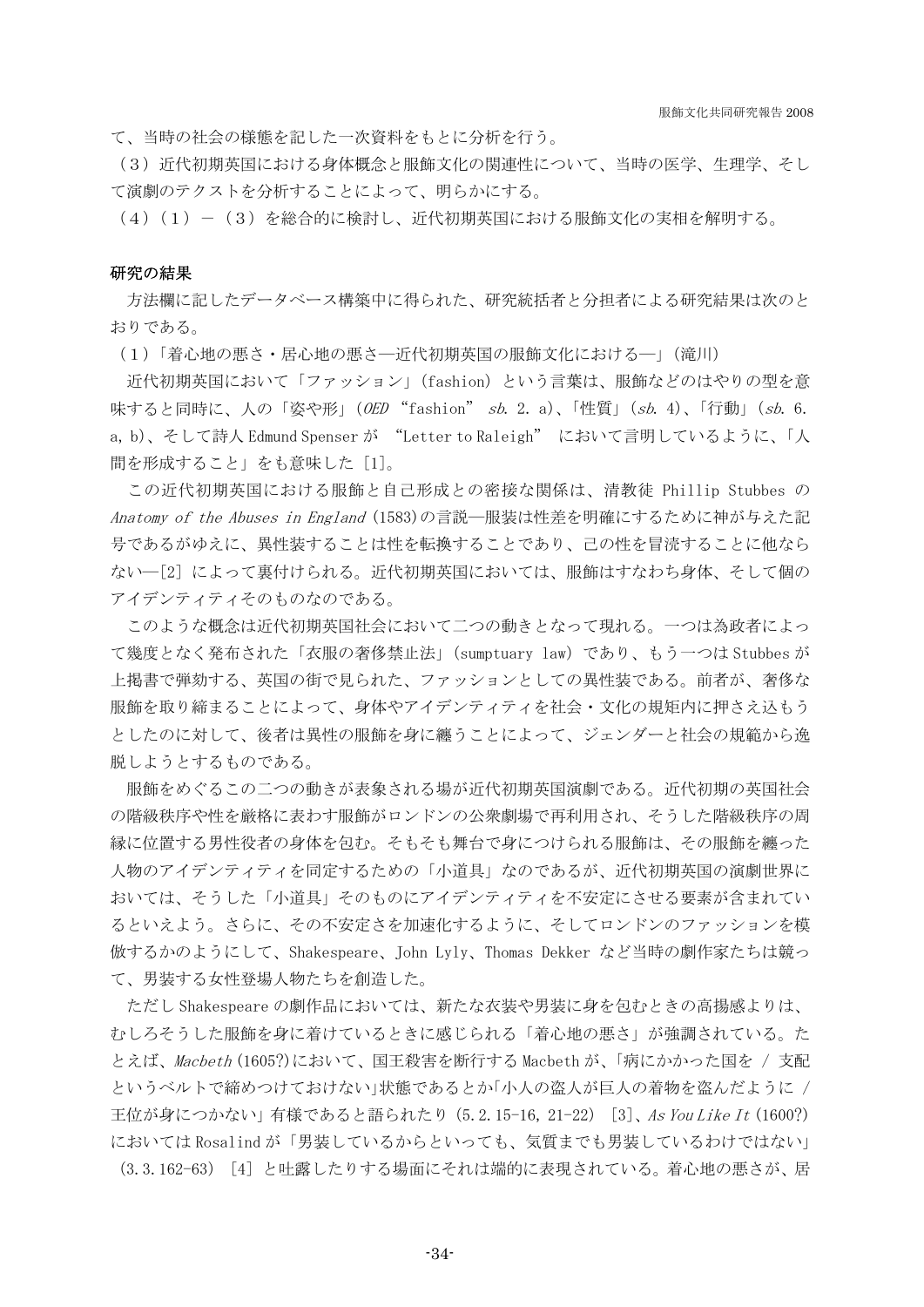て、当時の社会の様態を記した一次資料をもとに分析を行う。

（３）近代初期英国における身体概念と服飾文化の関連性について、当時の医学、生理学、そして演劇のテクストを分析することによって、明らかにする。

（４）（１）－（３）を総合的に検討し、近代初期英国における服飾文化の実相を解明する。

**研究の結果**

方法欄に記したデータベース構築中に得られた、研究統括者と分担者による研究結果は次のとおりである。

（１）「着心地の悪さ・居心地の悪さ―近代初期英国の服飾文化における―」（滝川）

近代初期英国において「ファッション」（fashion）という言葉は、服飾などのはやりの型を意味すると同時に、人の「姿や形」（*OED* "fashion" *sb.* 2. a）、「性質」（*sb.* 4）、「行動」（*sb.* 6. a, b）、そして詩人 Edmund Spenser が "Letter to Raleigh" において言明しているように、「人間を形成すること」をも意味した [1]。

この近代初期英国における服飾と自己形成との密接な関係は、清教徒 Phillip Stubbes の *Anatomy of the Abuses in England* (1583)の言説―服装は性差を明確にするために神が与えた記号であるがゆえに、異性装することは性を転換することであり、己の性を冒涜することに他ならない―[2] によって裏付けられる。近代初期英国においては、服飾はすなわち身体、そして個のアイデンティティそのものなのである。

このような概念は近代初期英国社会において二つの動きとなって現れる。一つは為政者によって幾度となく発布された「衣服の奢侈禁止法」（sumptuary law）であり、もう一つは Stubbes が上掲書で弾劾する、英国の街で見られた、ファッションとしての異性装である。前者が、奢侈な服飾を取り締まることによって、身体やアイデンティティを社会・文化の規矩内に押さえ込もうとしたのに対して、後者は異性の服飾を身に纏うことによって、ジェンダーと社会の規範から逸脱しようとするものである。

服飾をめぐるこの二つの動きが表象される場が近代初期英国演劇である。近代初期の英国社会の階級秩序や性を厳格に表わす服飾がロンドンの公衆劇場で再利用され、そうした階級秩序の周縁に位置する男性役者の身体を包む。そもそも舞台で身につけられる服飾は、その服飾を纏った人物のアイデンティティを同定するための「小道具」なのであるが、近代初期英国の演劇世界においては、そうした「小道具」そのものにアイデンティティを不安定にさせる要素が含まれているといえよう。さらに、その不安定さを加速化するように、そしてロンドンのファッションを模倣するかのようにして、Shakespeare、John Lyly、Thomas Dekker など当時の劇作家たちは競って、男装する女性登場人物たちを創造した。

ただし Shakespeare の劇作品においては、新たな衣装や男装に身を包むときの高揚感よりは、むしろそうした服飾を身に着けているときに感じられる「着心地の悪さ」が強調されている。たとえば、*Macbeth* (1605?)において、国王殺害を断行する Macbeth が、「病にかかった国を / 支配というベルトで締めつけておけない」状態であるとか「小人の盗人が巨人の着物を盗んだように / 王位が身につかない」有様であると語られたり（5.2.15-16, 21-22）[3]、*As You Like It* (1600?)においては Rosalind が「男装しているからといっても、気質までも男装しているわけではない」（3.3.162-63）[4] と吐露したりする場面にそれは端的に表現されている。着心地の悪さが、居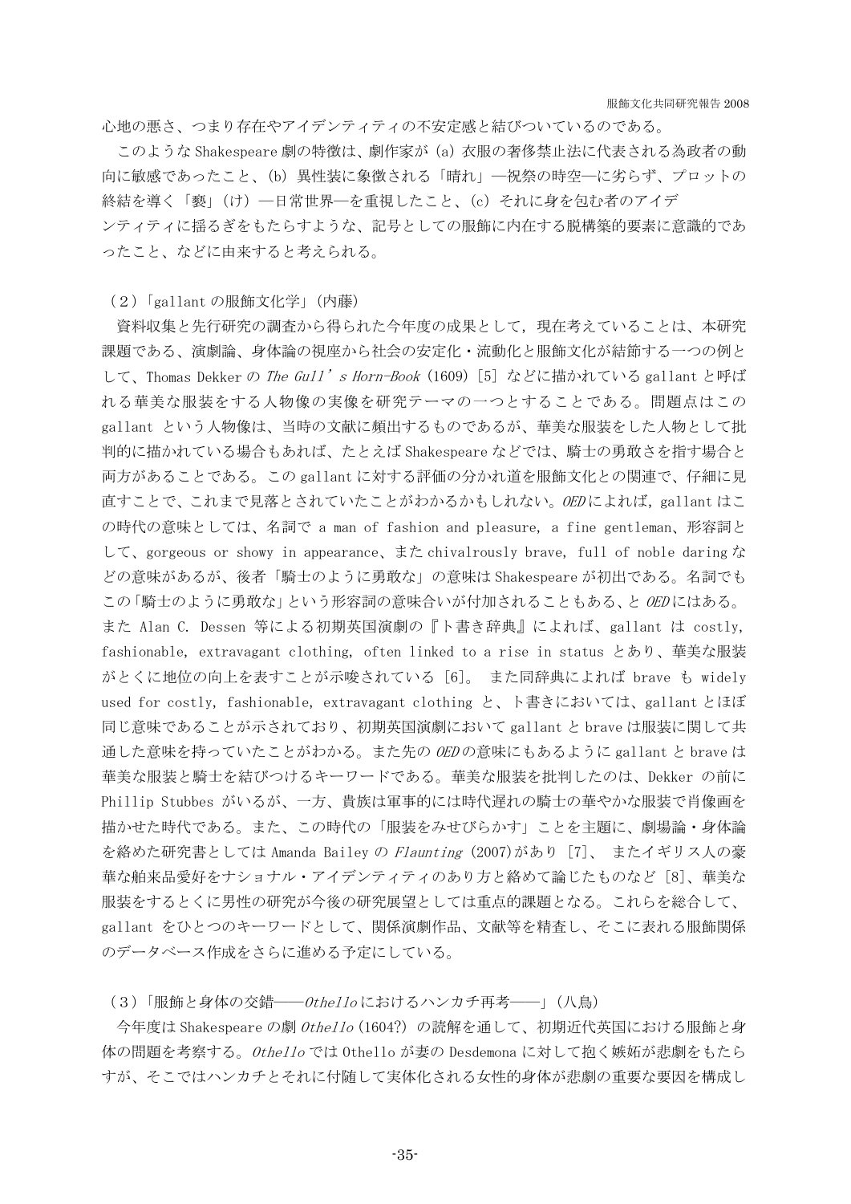心地の悪さ、つまり存在やアイデンティティの不安定感と結びついているのである。

このような Shakespeare 劇の特徴は、劇作家が (a) 衣服の奢侈禁止法に代表される為政者の動向に敏感であったこと、(b) 異性装に象徴される「晴れ」—祝祭の時空—に劣らず、プロットの終結を導く「褻」(け) —日常世界—を重視したこと、(c) それに身を包む者のアイデンティティに揺るぎをもたらすような、記号としての服飾に内在する脱構築的要素に意識的であったこと、などに由来すると考えられる。

### (2)「gallant の服飾文化学」(内藤)

資料収集と先行研究の調査から得られた今年度の成果として，現在考えていることは、本研究課題である、演劇論、身体論の視座から社会の安定化・流動化と服飾文化が結節する一つの例として、Thomas Dekker の *The Gull's Horn-Book* (1609) [5] などに描かれている gallant と呼ばれる華美な服装をする人物像の実像を研究テーマの一つとすることである。問題点はこの gallant という人物像は、当時の文献に頻出するものであるが、華美な服装をした人物として批判的に描かれている場合もあれば、たとえば Shakespeare などでは、騎士の勇敢さを指す場合と両方があることである。この gallant に対する評価の分かれ道を服飾文化との関連で、仔細に見直すことで、これまで見落とされていたことがわかるかもしれない。*OED* によれば，gallant はこの時代の意味としては、名詞で a man of fashion and pleasure, a fine gentleman、形容詞として、gorgeous or showy in appearance、また chivalrously brave, full of noble daring などの意味があるが、後者「騎士のように勇敢な」の意味は Shakespeare が初出である。名詞でもこの「騎士のように勇敢な」という形容詞の意味合いが付加されることもある、と *OED* にはある。また Alan C. Dessen 等による初期英国演劇の『ト書き辞典』によれば、gallant は costly, fashionable, extravagant clothing, often linked to a rise in status とあり、華美な服装がとくに地位の向上を表すことが示唆されている [6]。 また同辞典によれば brave も widely used for costly, fashionable, extravagant clothing と、ト書きにおいては、gallant とほぼ同じ意味であることが示されており、初期英国演劇において gallant と brave は服装に関して共通した意味を持っていたことがわかる。また先の *OED* の意味にもあるように gallant と brave は華美な服装と騎士を結びつけるキーワードである。華美な服装を批判したのは、Dekker の前に Phillip Stubbes がいるが、一方、貴族は軍事的には時代遅れの騎士の華やかな服装で肖像画を描かせた時代である。また、この時代の「服装をみせびらかす」ことを主題に、劇場論・身体論を絡めた研究書としては Amanda Bailey の *Flaunting* (2007)があり [7]、 またイギリス人の豪華な舶来品愛好をナショナル・アイデンティティのあり方と絡めて論じたものなど [8]、華美な服装をするとくに男性の研究が今後の研究展望としては重点的課題となる。これらを総合して、gallant をひとつのキーワードとして、関係演劇作品、文献等を精査し、そこに表れる服飾関係のデータベース作成をさらに進める予定にしている。

### (3)「服飾と身体の交錯——*Othello* におけるハンカチ再考——」(八鳥)

今年度は Shakespeare の劇 *Othello* (1604?) の読解を通して、初期近代英国における服飾と身体の問題を考察する。*Othello* では Othello が妻の Desdemona に対して抱く嫉妬が悲劇をもたらすが、そこではハンカチとそれに付随して実体化される女性的身体が悲劇の重要な要因を構成し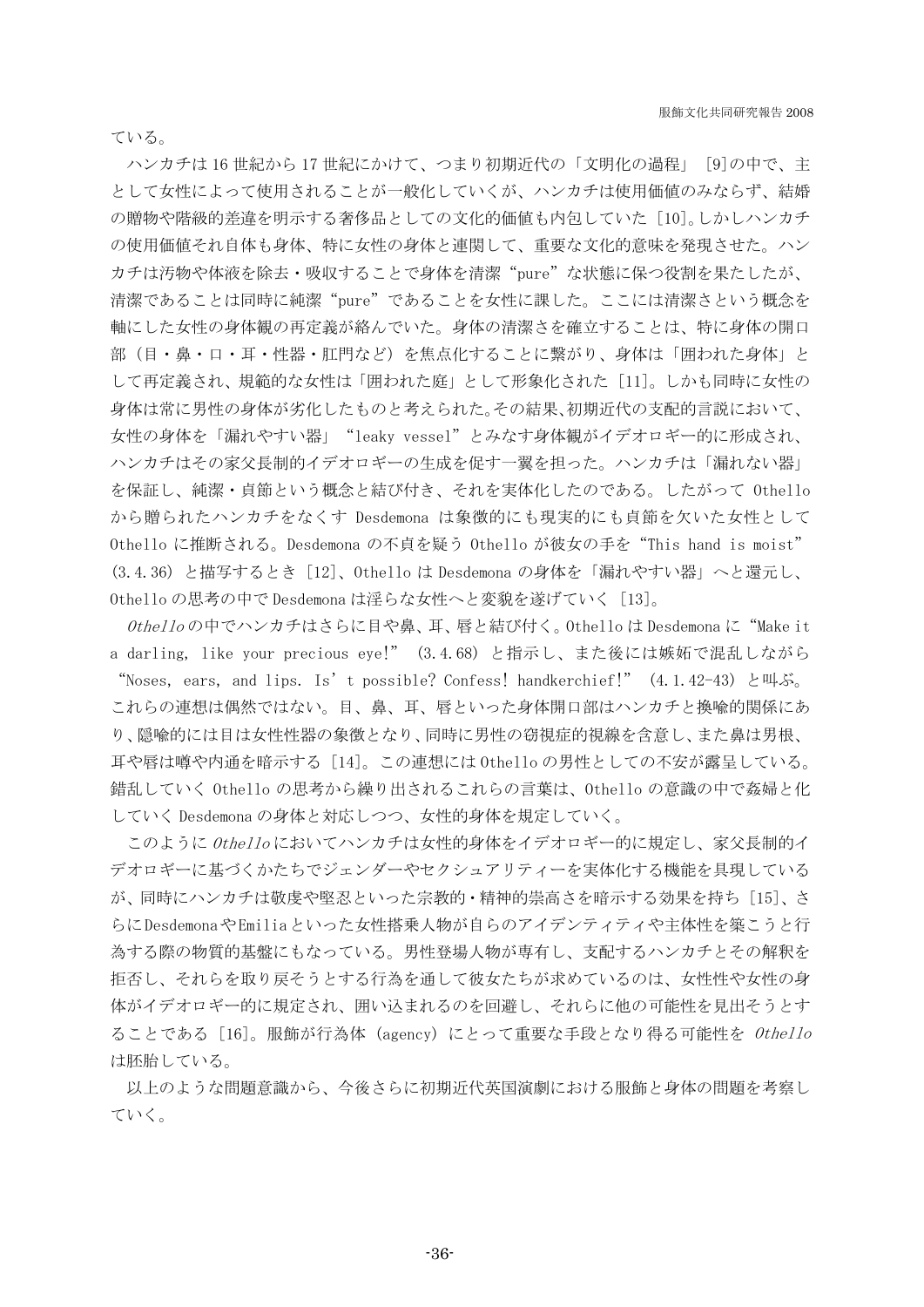ている。

ハンカチは 16 世紀から 17 世紀にかけて、つまり初期近代の「文明化の過程」[9]の中で、主として女性によって使用されることが一般化していくが、ハンカチは使用価値のみならず、結婚の贈物や階級的差違を明示する奢侈品としての文化的価値も内包していた [10]。しかしハンカチの使用価値それ自体も身体、特に女性の身体と連関して、重要な文化的意味を発現させた。ハンカチは汚物や体液を除去・吸収することで身体を清潔“pure”な状態に保つ役割を果たしたが、清潔であることは同時に純潔“pure”であることを女性に課した。ここには清潔さという概念を軸にした女性の身体観の再定義が絡んでいた。身体の清潔さを確立することは、特に身体の開口部（目・鼻・口・耳・性器・肛門など）を焦点化することに繋がり、身体は「囲われた身体」として再定義され、規範的な女性は「囲われた庭」として形象化された [11]。しかも同時に女性の身体は常に男性の身体が劣化したものと考えられた。その結果、初期近代の支配的言説において、女性の身体を「漏れやすい器」“leaky vessel”とみなす身体観がイデオロギー的に形成され、ハンカチはその家父長制的イデオロギーの生成を促す一翼を担った。ハンカチは「漏れない器」を保証し、純潔・貞節という概念と結び付き、それを実体化したのである。したがって Othello から贈られたハンカチをなくす Desdemona は象徴的にも現実的にも貞節を欠いた女性として Othello に推断される。Desdemona の不貞を疑う Othello が彼女の手を“This hand is moist” (3.4.36) と描写するとき [12]、Othello は Desdemona の身体を「漏れやすい器」へと還元し、Othello の思考の中で Desdemona は淫らな女性へと変貌を遂げていく [13]。

*Othello* の中でハンカチはさらに目や鼻、耳、唇と結び付く。Othello は Desdemona に“Make it a darling, like your precious eye!” (3.4.68) と指示し、また後には嫉妬で混乱しながら “Noses, ears, and lips. Is’t possible? Confess! handkerchief!” (4.1.42-43) と叫ぶ。これらの連想は偶然ではない。目、鼻、耳、唇といった身体開口部はハンカチと換喩的関係にあり、隠喩的には目は女性性器の象徴となり、同時に男性の窃視症的視線を含意し、また鼻は男根、耳や唇は噂や内通を暗示する [14]。この連想には Othello の男性としての不安が露呈している。錯乱していく Othello の思考から繰り出されるこれらの言葉は、Othello の意識の中で姦婦と化していく Desdemona の身体と対応しつつ、女性的身体を規定していく。

このように *Othello* においてハンカチは女性的身体をイデオロギー的に規定し、家父長制的イデオロギーに基づくかたちでジェンダーやセクシュアリティーを実体化する機能を具現しているが、同時にハンカチは敬虔や堅忍といった宗教的・精神的崇高さを暗示する効果を持ち [15]、さらに Desdemona や Emilia といった女性搭乗人物が自らのアイデンティティや主体性を築こうと行為する際の物質的基盤にもなっている。男性登場人物が専有し、支配するハンカチとその解釈を拒否し、それらを取り戻そうとする行為を通して彼女たちが求めているのは、女性性や女性の身体がイデオロギー的に規定され、囲い込まれるのを回避し、それらに他の可能性を見出そうとすることである [16]。服飾が行為体 (agency) にとって重要な手段となり得る可能性を *Othello* は胚胎している。

以上のような問題意識から、今後さらに初期近代英国演劇における服飾と身体の問題を考察していく。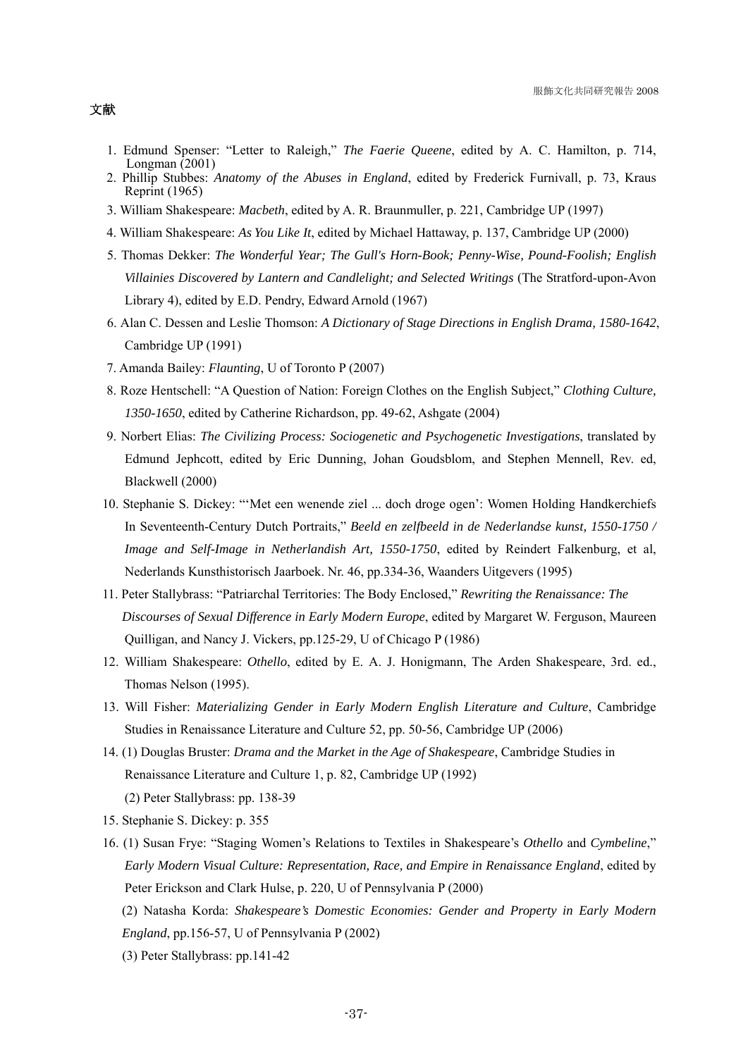## 文献

1. Edmund Spenser: "Letter to Raleigh," *The Faerie Queene*, edited by A. C. Hamilton, p. 714, Longman (2001)
2. Phillip Stubbes: *Anatomy of the Abuses in England*, edited by Frederick Furnivall, p. 73, Kraus Reprint (1965)
3. William Shakespeare: *Macbeth*, edited by A. R. Braunmuller, p. 221, Cambridge UP (1997)
4. William Shakespeare: *As You Like It*, edited by Michael Hattaway, p. 137, Cambridge UP (2000)
5. Thomas Dekker: *The Wonderful Year; The Gull's Horn-Book; Penny-Wise, Pound-Foolish; English Villainies Discovered by Lantern and Candlelight; and Selected Writings* (The Stratford-upon-Avon Library 4), edited by E.D. Pendry, Edward Arnold (1967)
6. Alan C. Dessen and Leslie Thomson: *A Dictionary of Stage Directions in English Drama, 1580-1642*, Cambridge UP (1991)
7. Amanda Bailey: *Flaunting*, U of Toronto P (2007)
8. Roze Hentschell: "A Question of Nation: Foreign Clothes on the English Subject," *Clothing Culture, 1350-1650*, edited by Catherine Richardson, pp. 49-62, Ashgate (2004)
9. Norbert Elias: *The Civilizing Process: Sociogenetic and Psychogenetic Investigations*, translated by Edmund Jephcott, edited by Eric Dunning, Johan Goudsblom, and Stephen Mennell, Rev. ed, Blackwell (2000)
10. Stephanie S. Dickey: "'Met een wenende ziel ... doch droge ogen': Women Holding Handkerchiefs In Seventeenth-Century Dutch Portraits," *Beeld en zelfbeeld in de Nederlandse kunst, 1550-1750 / Image and Self-Image in Netherlandish Art, 1550-1750*, edited by Reindert Falkenburg, et al, Nederlands Kunsthistorisch Jaarboek. Nr. 46, pp.334-36, Waanders Uitgevers (1995)
11. Peter Stallybrass: "Patriarchal Territories: The Body Enclosed," *Rewriting the Renaissance: The Discourses of Sexual Difference in Early Modern Europe*, edited by Margaret W. Ferguson, Maureen Quilligan, and Nancy J. Vickers, pp.125-29, U of Chicago P (1986)
12. William Shakespeare: *Othello*, edited by E. A. J. Honigmann, The Arden Shakespeare, 3rd. ed., Thomas Nelson (1995).
13. Will Fisher: *Materializing Gender in Early Modern English Literature and Culture*, Cambridge Studies in Renaissance Literature and Culture 52, pp. 50-56, Cambridge UP (2006)
14. (1) Douglas Bruster: *Drama and the Market in the Age of Shakespeare*, Cambridge Studies in Renaissance Literature and Culture 1, p. 82, Cambridge UP (1992)
    (2) Peter Stallybrass: pp. 138-39
15. Stephanie S. Dickey: p. 355
16. (1) Susan Frye: "Staging Women's Relations to Textiles in Shakespeare's *Othello* and *Cymbeline*," *Early Modern Visual Culture: Representation, Race, and Empire in Renaissance England*, edited by Peter Erickson and Clark Hulse, p. 220, U of Pennsylvania P (2000)
    (2) Natasha Korda: *Shakespeare's Domestic Economies: Gender and Property in Early Modern England*, pp.156-57, U of Pennsylvania P (2002)
    (3) Peter Stallybrass: pp.141-42